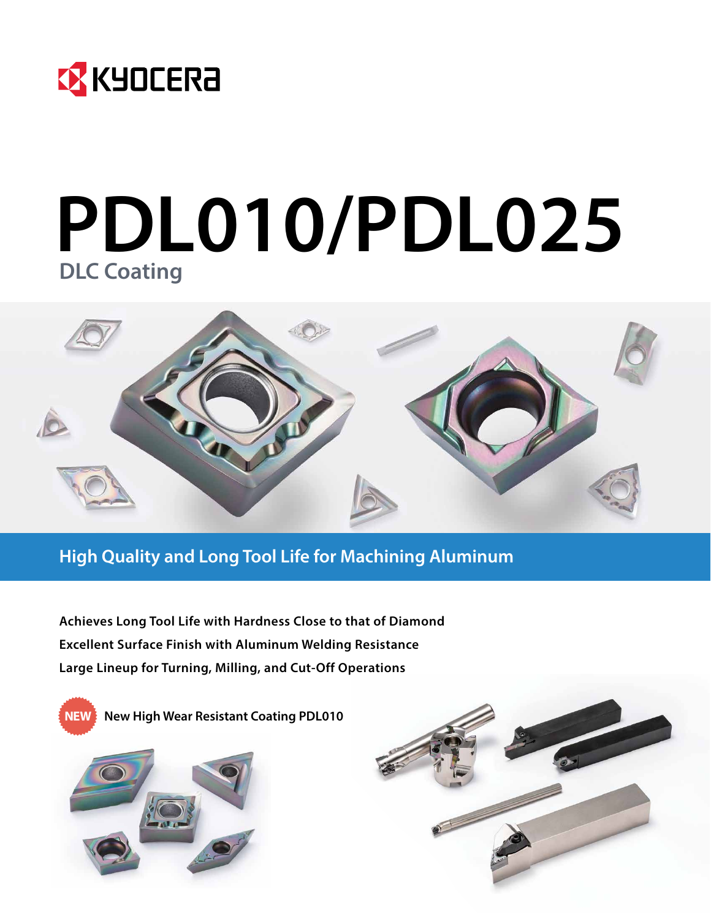KYOCERA

# PDL010/PDL025

## DLC Coating

## High Quality and Long Tool Life for Machining Aluminum

**Achieves Long Tool Life with Hardness Close to that of Diamond**

**Excellent Surface Finish with Aluminum Welding Resistance**

**Large Lineup for Turning, Milling, and Cut-Off Operations**

NEW **New High Wear Resistant Coating PDL010**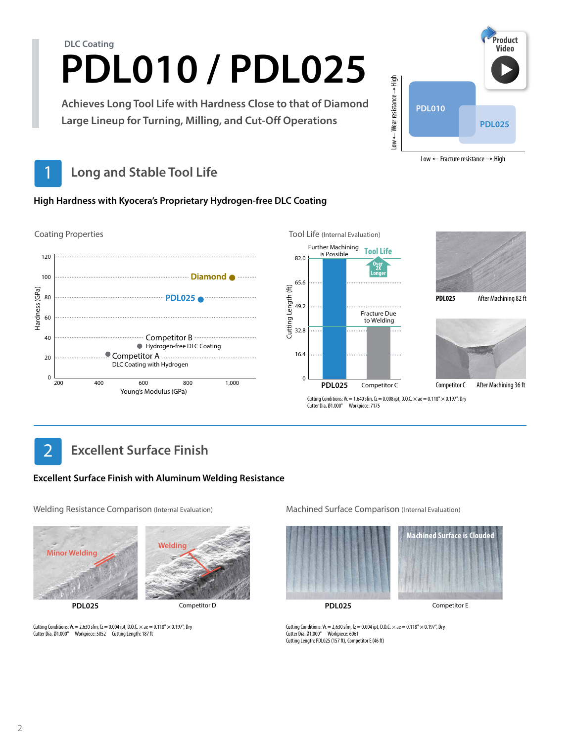DLC Coating

# PDL010 / PDL025

**Achieves Long Tool Life with Hardness Close to that of Diamond**
**Large Lineup for Turning, Milling, and Cut-Off Operations**

Product Video

PDL010 | PDL025
Low ← Wear resistance → High
Low ← Fracture resistance → High

## 1 Long and Stable Tool Life

### High Hardness with Kyocera's Proprietary Hydrogen-free DLC Coating

**Coating Properties**

Hardness (GPa) vs Young's Modulus (GPa)

- Diamond
- PDL025
- Competitor B — Hydrogen-free DLC Coating
- Competitor A — DLC Coating with Hydrogen

**Tool Life** (Internal Evaluation)

Cutting Length (ft)

| | Cutting Length (ft) | |
|---|---|---|
| PDL025 | 82.0 | Further Machining is Possible |
| Competitor C | 32.8 | Fracture Due to Welding |

Tool Life Over 2X Longer

PDL025 — After Machining 82 ft
Competitor C — After Machining 36 ft

Cutting Conditions: Vc = 1,640 sfm, fz = 0.008 ipt, D.O.C. × ae = 0.118" × 0.197", Dry
Cutter Dia. Ø1.000"  Workpiece: 7175

## 2 Excellent Surface Finish

### Excellent Surface Finish with Aluminum Welding Resistance

**Welding Resistance Comparison** (Internal Evaluation)

PDL025 — Minor Welding
Competitor D — Welding

Cutting Conditions: Vc = 2,630 sfm, fz = 0.004 ipt, D.O.C. × ae = 0.118" × 0.197", Dry
Cutter Dia. Ø1.000"  Workpiece: 5052  Cutting Length: 187 ft

**Machined Surface Comparison** (Internal Evaluation)

PDL025
Competitor E — Machined Surface is Clouded

Cutting Conditions: Vc = 2,630 sfm, fz = 0.004 ipt, D.O.C. × ae = 0.118" × 0.197", Dry
Cutter Dia. Ø1.000"  Workpiece: 6061
Cutting Length: PDL025 (157 ft), Competitor E (46 ft)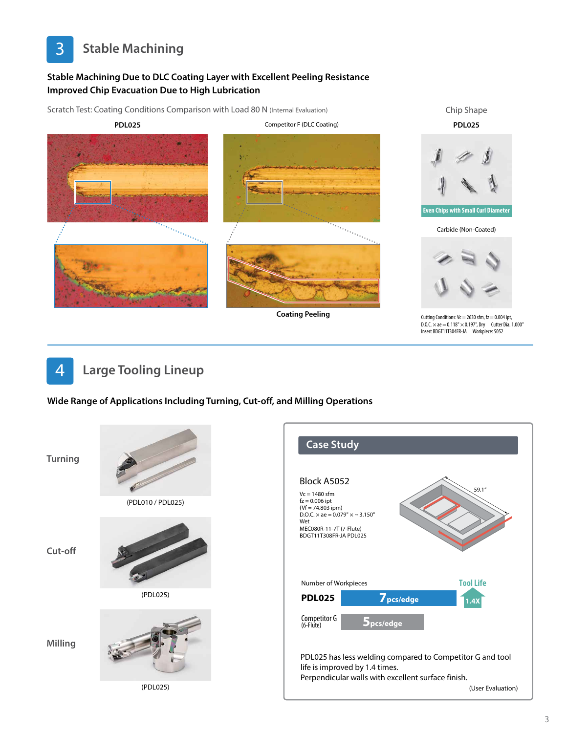# 3 Stable Machining

**Stable Machining Due to DLC Coating Layer with Excellent Peeling Resistance**
**Improved Chip Evacuation Due to High Lubrication**

Scratch Test: Coating Conditions Comparison with Load 80 N (Internal Evaluation)

**PDL025**

Competitor F (DLC Coating)

**Coating Peeling**

Chip Shape

**PDL025**

Even Chips with Small Curl Diameter

Carbide (Non-Coated)

Cutting Conditions: Vc = 2630 sfm, fz = 0.004 ipt,
D.O.C. × ae = 0.118" × 0.197", Dry Cutter Dia. 1.000"
Insert BDGT11T304FR-JA Workpiece: 5052

# 4 Large Tooling Lineup

**Wide Range of Applications Including Turning, Cut-off, and Milling Operations**

**Turning**

(PDL010 / PDL025)

**Cut-off**

(PDL025)

**Milling**

(PDL025)

## Case Study

Block A5052

Vc = 1480 sfm
fz = 0.006 ipt
(Vf = 74.803 ipm)
D.O.C. × ae = 0.079" × ~ 3.150"
Wet
MEC080R-11-7T (7-Flute)
BDGT11T308FR-JA PDL025

59.1"

Number of Workpieces

| | Number of Workpieces | Tool Life |
|---|---|---|
| **PDL025** | 7 pcs/edge | 1.4X |
| Competitor G (6-Flute) | 5 pcs/edge | |

PDL025 has less welding compared to Competitor G and tool life is improved by 1.4 times.
Perpendicular walls with excellent surface finish.

(User Evaluation)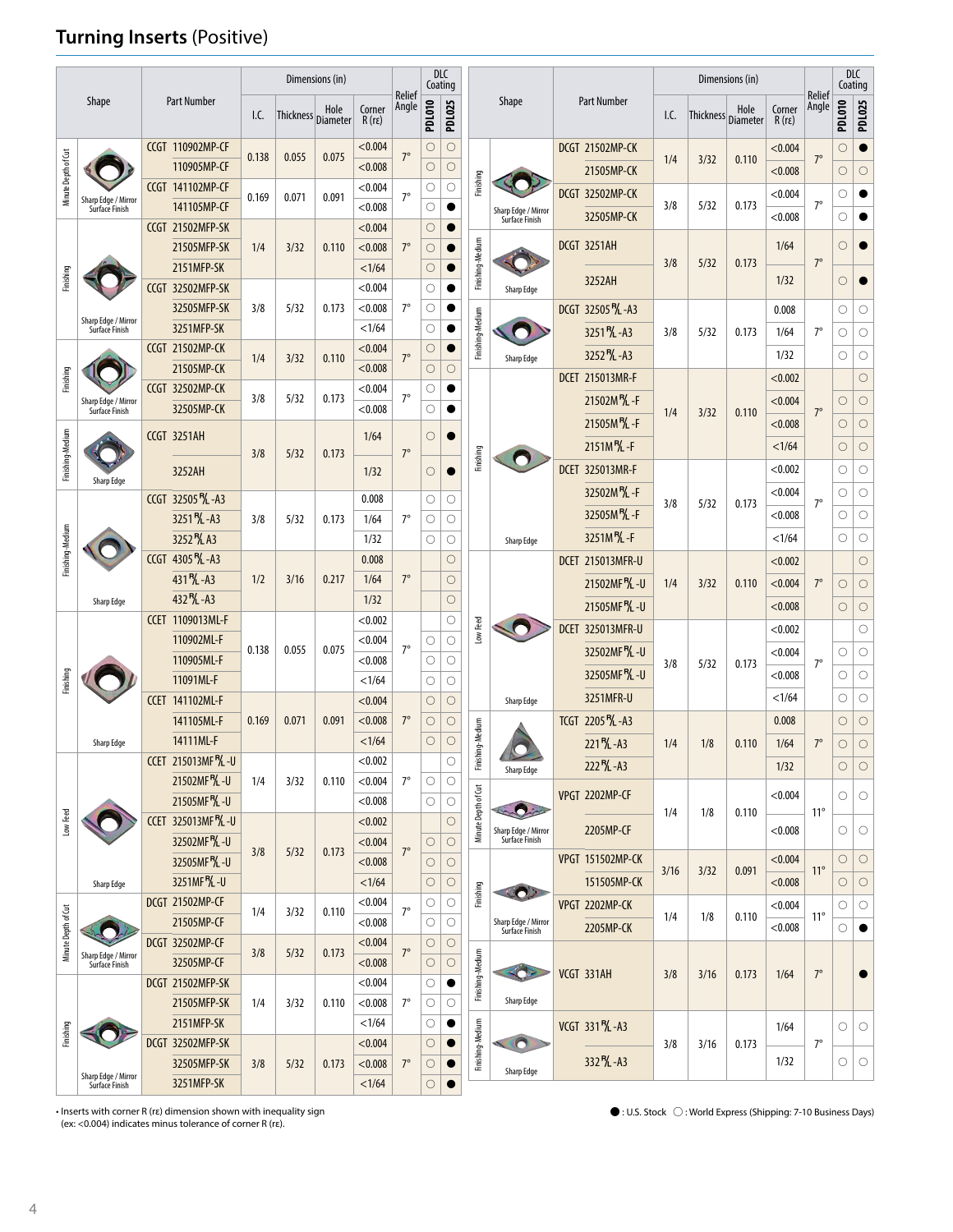## Turning Inserts (Positive)

| Shape | | Part Number | I.C. (in) | Thickness (in) | Hole Diameter (in) | Corner R (rε) (in) | Relief Angle | PDL010 | PDL025 |
|---|---|---|---|---|---|---|---|---|---|
| Minute Depth of Cut | Sharp Edge / Mirror Surface Finish | CCGT 110902MP-CF | 0.138 | 0.055 | 0.075 | <0.004 | 7° | ○ | ○ |
| | | 110905MP-CF | | | | <0.008 | | ○ | ○ |
| | | CCGT 141102MP-CF | 0.169 | 0.071 | 0.091 | <0.004 | 7° | ○ | ○ |
| | | 141105MP-CF | | | | <0.008 | | ○ | ● |
| Finishing | Sharp Edge / Mirror Surface Finish | CCGT 21502MFP-SK | 1/4 | 3/32 | 0.110 | <0.004 | 7° | ○ | ● |
| | | 21505MFP-SK | | | | <0.008 | | ○ | ● |
| | | 2151MFP-SK | | | | <1/64 | | ○ | ● |
| | | CCGT 32502MFP-SK | 3/8 | 5/32 | 0.173 | <0.004 | 7° | ○ | ● |
| | | 32505MFP-SK | | | | <0.008 | | ○ | ● |
| | | 3251MFP-SK | | | | <1/64 | | ○ | ● |
| Finishing | Sharp Edge / Mirror Surface Finish | CCGT 21502MP-CK | 1/4 | 3/32 | 0.110 | <0.004 | 7° | ○ | ● |
| | | 21505MP-CK | | | | <0.008 | | ○ | ○ |
| | | CCGT 32502MP-CK | 3/8 | 5/32 | 0.173 | <0.004 | 7° | ○ | ● |
| | | 32505MP-CK | | | | <0.008 | | ○ | ● |
| Finishing-Medium | Sharp Edge | CCGT 3251AH | 3/8 | 5/32 | 0.173 | 1/64 | 7° | ○ | ● |
| | | 3252AH | | | | 1/32 | | ○ | ● |
| Finishing-Medium | Sharp Edge | CCGT 32505R/L-A3 | 3/8 | 5/32 | 0.173 | 0.008 | 7° | ○ | ○ |
| | | 3251R/L-A3 | | | | 1/64 | | ○ | ○ |
| | | 3252R/L A3 | | | | 1/32 | | ○ | ○ |
| | | CCGT 4305R/L-A3 | 1/2 | 3/16 | 0.217 | 0.008 | 7° | | ○ |
| | | 431R/L-A3 | | | | 1/64 | | | ○ |
| | | 432R/L-A3 | | | | 1/32 | | | ○ |
| Finishing | Sharp Edge | CCET 1109013ML-F | 0.138 | 0.055 | 0.075 | <0.002 | 7° | | ○ |
| | | 110902ML-F | | | | <0.004 | | ○ | ○ |
| | | 110905ML-F | | | | <0.008 | | ○ | ○ |
| | | 11091ML-F | | | | <1/64 | | ○ | ○ |
| | | CCET 141102ML-F | 0.169 | 0.071 | 0.091 | <0.004 | 7° | ○ | ○ |
| | | 141105ML-F | | | | <0.008 | | ○ | ○ |
| | | 14111ML-F | | | | <1/64 | | ○ | ○ |
| Low Feed | Sharp Edge | CCET 215013MFR/L-U | 1/4 | 3/32 | 0.110 | <0.002 | 7° | | ○ |
| | | 21502MFR/L-U | | | | <0.004 | | ○ | ○ |
| | | 21505MFR/L-U | | | | <0.008 | | ○ | ○ |
| | | CCET 325013MFR/L-U | 3/8 | 5/32 | 0.173 | <0.002 | 7° | | ○ |
| | | 32502MFR/L-U | | | | <0.004 | | ○ | ○ |
| | | 32505MFR/L-U | | | | <0.008 | | ○ | ○ |
| | | 3251MFR/L-U | | | | <1/64 | | ○ | ○ |
| Minute Depth of Cut | Sharp Edge / Mirror Surface Finish | DCGT 21502MP-CF | 1/4 | 3/32 | 0.110 | <0.004 | 7° | ○ | ○ |
| | | 21505MP-CF | | | | <0.008 | | ○ | ○ |
| | | DCGT 32502MP-CF | 3/8 | 5/32 | 0.173 | <0.004 | 7° | ○ | ○ |
| | | 32505MP-CF | | | | <0.008 | | ○ | ○ |
| Finishing | Sharp Edge / Mirror Surface Finish | DCGT 21502MFP-SK | 1/4 | 3/32 | 0.110 | <0.004 | 7° | ○ | ● |
| | | 21505MFP-SK | | | | <0.008 | | ○ | ○ |
| | | 2151MFP-SK | | | | <1/64 | | ○ | ● |
| | | DCGT 32502MFP-SK | 3/8 | 5/32 | 0.173 | <0.004 | 7° | ○ | ● |
| | | 32505MFP-SK | | | | <0.008 | | ○ | ● |
| | | 3251MFP-SK | | | | <1/64 | | ○ | ● |
| Finishing | Sharp Edge / Mirror Surface Finish | DCGT 21502MP-CK | 1/4 | 3/32 | 0.110 | <0.004 | 7° | ○ | ● |
| | | 21505MP-CK | | | | <0.008 | | ○ | ○ |
| | | DCGT 32502MP-CK | 3/8 | 5/32 | 0.173 | <0.004 | 7° | ○ | ● |
| | | 32505MP-CK | | | | <0.008 | | ○ | ● |
| Finishing-Medium | Sharp Edge | DCGT 3251AH | 3/8 | 5/32 | 0.173 | 1/64 | 7° | ○ | ● |
| | | 3252AH | | | | 1/32 | | ○ | ● |
| Finishing-Medium | Sharp Edge | DCGT 32505R/L-A3 | 3/8 | 5/32 | 0.173 | 0.008 | 7° | ○ | ○ |
| | | 3251R/L-A3 | | | | 1/64 | | ○ | ○ |
| | | 3252R/L-A3 | | | | 1/32 | | ○ | ○ |
| Finishing | Sharp Edge | DCET 215013MR-F | 1/4 | 3/32 | 0.110 | <0.002 | 7° | | ○ |
| | | 21502MR/L-F | | | | <0.004 | | ○ | ○ |
| | | 21505MR/L-F | | | | <0.008 | | ○ | ○ |
| | | 2151MR/L-F | | | | <1/64 | | ○ | ○ |
| | | DCET 325013MR-F | 3/8 | 5/32 | 0.173 | <0.002 | 7° | ○ | ○ |
| | | 32502MR/L-F | | | | <0.004 | | ○ | ○ |
| | | 32505MR/L-F | | | | <0.008 | | ○ | ○ |
| | | 3251MR/L-F | | | | <1/64 | | ○ | ○ |
| Low Feed | Sharp Edge | DCET 215013MFR-U | 1/4 | 3/32 | 0.110 | <0.002 | 7° | | ○ |
| | | 21502MFR/L-U | | | | <0.004 | | ○ | ○ |
| | | 21505MFR/L-U | | | | <0.008 | | ○ | ○ |
| | | DCET 325013MFR-U | 3/8 | 5/32 | 0.173 | <0.002 | 7° | | ○ |
| | | 32502MFR/L-U | | | | <0.004 | | ○ | ○ |
| | | 32505MFR/L-U | | | | <0.008 | | ○ | ○ |
| | | 3251MFR-U | | | | <1/64 | | ○ | ○ |
| Finishing-Medium | Sharp Edge | TCGT 2205R/L-A3 | 1/4 | 1/8 | 0.110 | 0.008 | 7° | ○ | ○ |
| | | 221R/L-A3 | | | | 1/64 | | ○ | ○ |
| | | 222R/L-A3 | | | | 1/32 | | ○ | ○ |
| Minute Depth of Cut | Sharp Edge / Mirror Surface Finish | VPGT 2202MP-CF | 1/4 | 1/8 | 0.110 | <0.004 | 11° | ○ | ○ |
| | | 2205MP-CF | | | | <0.008 | | ○ | ○ |
| Finishing | Sharp Edge / Mirror Surface Finish | VPGT 151502MP-CK | 3/16 | 3/32 | 0.091 | <0.004 | 11° | ○ | ○ |
| | | 151505MP-CK | | | | <0.008 | | ○ | ○ |
| | | VPGT 2202MP-CK | 1/4 | 1/8 | 0.110 | <0.004 | 11° | ○ | ○ |
| | | 2205MP-CK | | | | <0.008 | | ○ | ● |
| Finishing-Medium | Sharp Edge | VCGT 331AH | 3/8 | 3/16 | 0.173 | 1/64 | 7° | | ● |
| Finishing-Medium | Sharp Edge | VCGT 331R/L-A3 | 3/8 | 3/16 | 0.173 | 1/64 | 7° | ○ | ○ |
| | | 332R/L-A3 | | | | 1/32 | | ○ | ○ |

PDL010 and PDL025 are DLC Coating grades.

• Inserts with corner R (rε) dimension shown with inequality sign (ex: <0.004) indicates minus tolerance of corner R (rε).

●: U.S. Stock ○: World Express (Shipping: 7-10 Business Days)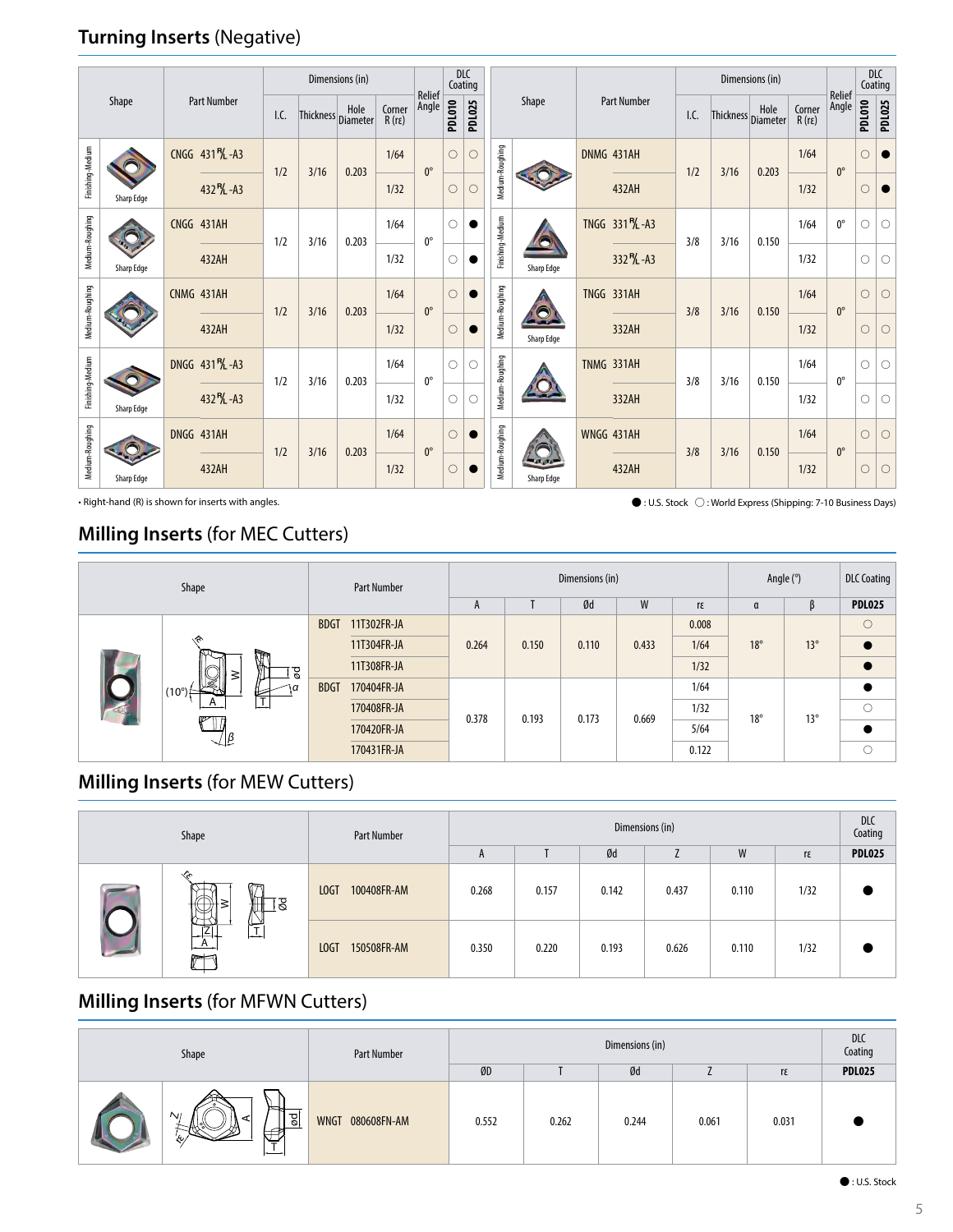## Turning Inserts (Negative)

| Shape | | Part Number | I.C. | Thickness | Hole Diameter | Corner R (rε) | Relief Angle | PDL010 | PDL025 |
|---|---|---|---|---|---|---|---|---|---|
| Finishing-Medium | Sharp Edge | CNGG 431R/L-A3 | 1/2 | 3/16 | 0.203 | 1/64 | 0° | ○ | ○ |
| | | 432R/L-A3 | | | | 1/32 | | ○ | ○ |
| Medium-Roughing | Sharp Edge | CNGG 431AH | 1/2 | 3/16 | 0.203 | 1/64 | 0° | ○ | ● |
| | | 432AH | | | | 1/32 | | ○ | ● |
| Medium-Roughing | | CNMG 431AH | 1/2 | 3/16 | 0.203 | 1/64 | 0° | ○ | ● |
| | | 432AH | | | | 1/32 | | ○ | ● |
| Finishing-Medium | Sharp Edge | DNGG 431R/L-A3 | 1/2 | 3/16 | 0.203 | 1/64 | 0° | ○ | ○ |
| | | 432R/L-A3 | | | | 1/32 | | ○ | ○ |
| Medium-Roughing | Sharp Edge | DNGG 431AH | 1/2 | 3/16 | 0.203 | 1/64 | 0° | ○ | ● |
| | | 432AH | | | | 1/32 | | ○ | ● |
| Medium-Roughing | | DNMG 431AH | 1/2 | 3/16 | 0.203 | 1/64 | 0° | ○ | ● |
| | | 432AH | | | | 1/32 | | ○ | ● |
| Finishing-Medium | Sharp Edge | TNGG 331R/L-A3 | 3/8 | 3/16 | 0.150 | 1/64 | 0° | ○ | ○ |
| | | 332R/L-A3 | | | | 1/32 | | ○ | ○ |
| Medium-Roughing | Sharp Edge | TNGG 331AH | 3/8 | 3/16 | 0.150 | 1/64 | 0° | ○ | ○ |
| | | 332AH | | | | 1/32 | | ○ | ○ |
| Medium-Roughing | | TNMG 331AH | 3/8 | 3/16 | 0.150 | 1/64 | 0° | ○ | ○ |
| | | 332AH | | | | 1/32 | | ○ | ○ |
| Medium-Roughing | Sharp Edge | WNGG 431AH | 3/8 | 3/16 | 0.150 | 1/64 | 0° | ○ | ○ |
| | | 432AH | | | | 1/32 | | ○ | ○ |

Dimensions (in); DLC Coating: PDL010, PDL025

• Right-hand (R) is shown for inserts with angles.

● : U.S. Stock ○ : World Express (Shipping: 7-10 Business Days)

## Milling Inserts (for MEC Cutters)

| Part Number | A | T | Ød | W | rε | α | β | PDL025 |
|---|---|---|---|---|---|---|---|---|
| BDGT 11T302FR-JA | 0.264 | 0.150 | 0.110 | 0.433 | 0.008 | 18° | 13° | ○ |
| 11T304FR-JA | | | | | 1/64 | | | ● |
| 11T308FR-JA | | | | | 1/32 | | | ● |
| BDGT 170404FR-JA | 0.378 | 0.193 | 0.173 | 0.669 | 1/64 | 18° | 13° | ● |
| 170408FR-JA | | | | | 1/32 | | | ○ |
| 170420FR-JA | | | | | 5/64 | | | ● |
| 170431FR-JA | | | | | 0.122 | | | ○ |

Dimensions (in); Angle (°); DLC Coating

## Milling Inserts (for MEW Cutters)

| Part Number | A | T | Ød | Z | W | rε | PDL025 |
|---|---|---|---|---|---|---|---|
| LOGT 100408FR-AM | 0.268 | 0.157 | 0.142 | 0.437 | 0.110 | 1/32 | ● |
| LOGT 150508FR-AM | 0.350 | 0.220 | 0.193 | 0.626 | 0.110 | 1/32 | ● |

Dimensions (in); DLC Coating

## Milling Inserts (for MFWN Cutters)

| Part Number | ØD | T | Ød | Z | rε | PDL025 |
|---|---|---|---|---|---|---|
| WNGT 080608FN-AM | 0.552 | 0.262 | 0.244 | 0.061 | 0.031 | ● |

Dimensions (in); DLC Coating

● : U.S. Stock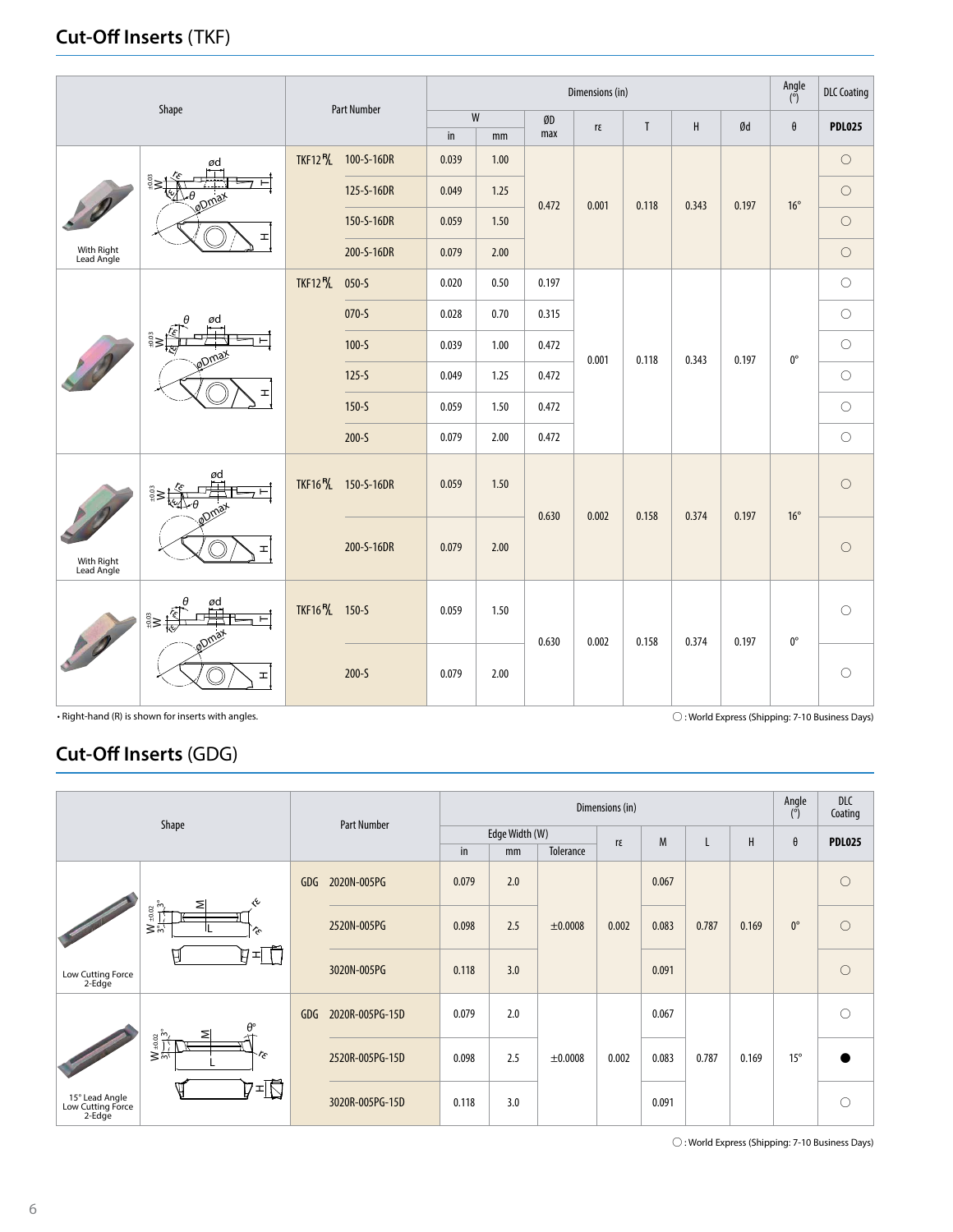## Cut-Off Inserts (TKF)

| Shape | Part Number | | Dimensions (in) W in | W mm | ØD max | rε | T | H | Ød | Angle (°) θ | DLC Coating PDL025 |
|---|---|---|---|---|---|---|---|---|---|---|---|
| With Right Lead Angle | TKF12 R/L | 100-S-16DR | 0.039 | 1.00 | 0.472 | 0.001 | 0.118 | 0.343 | 0.197 | 16° | ○ |
| | | 125-S-16DR | 0.049 | 1.25 | | | | | | | ○ |
| | | 150-S-16DR | 0.059 | 1.50 | | | | | | | ○ |
| | | 200-S-16DR | 0.079 | 2.00 | | | | | | | ○ |
| | TKF12 R/L | 050-S | 0.020 | 0.50 | 0.197 | 0.001 | 0.118 | 0.343 | 0.197 | 0° | ○ |
| | | 070-S | 0.028 | 0.70 | 0.315 | | | | | | ○ |
| | | 100-S | 0.039 | 1.00 | 0.472 | | | | | | ○ |
| | | 125-S | 0.049 | 1.25 | 0.472 | | | | | | ○ |
| | | 150-S | 0.059 | 1.50 | 0.472 | | | | | | ○ |
| | | 200-S | 0.079 | 2.00 | 0.472 | | | | | | ○ |
| With Right Lead Angle | TKF16 R/L | 150-S-16DR | 0.059 | 1.50 | 0.630 | 0.002 | 0.158 | 0.374 | 0.197 | 16° | ○ |
| | | 200-S-16DR | 0.079 | 2.00 | | | | | | | ○ |
| | TKF16 R/L | 150-S | 0.059 | 1.50 | 0.630 | 0.002 | 0.158 | 0.374 | 0.197 | 0° | ○ |
| | | 200-S | 0.079 | 2.00 | | | | | | | ○ |

• Right-hand (R) is shown for inserts with angles.

○ : World Express (Shipping: 7-10 Business Days)

## Cut-Off Inserts (GDG)

| Shape | Part Number | | Edge Width (W) in | Edge Width (W) mm | Tolerance | rε | M | L | H | Angle (°) θ | DLC Coating PDL025 |
|---|---|---|---|---|---|---|---|---|---|---|---|
| Low Cutting Force 2-Edge | GDG | 2020N-005PG | 0.079 | 2.0 | ±0.0008 | 0.002 | 0.067 | 0.787 | 0.169 | 0° | ○ |
| | | 2520N-005PG | 0.098 | 2.5 | | | 0.083 | | | | ○ |
| | | 3020N-005PG | 0.118 | 3.0 | | | 0.091 | | | | ○ |
| 15° Lead Angle Low Cutting Force 2-Edge | GDG | 2020R-005PG-15D | 0.079 | 2.0 | ±0.0008 | 0.002 | 0.067 | 0.787 | 0.169 | 15° | ○ |
| | | 2520R-005PG-15D | 0.098 | 2.5 | | | 0.083 | | | | ● |
| | | 3020R-005PG-15D | 0.118 | 3.0 | | | 0.091 | | | | ○ |

○ : World Express (Shipping: 7-10 Business Days)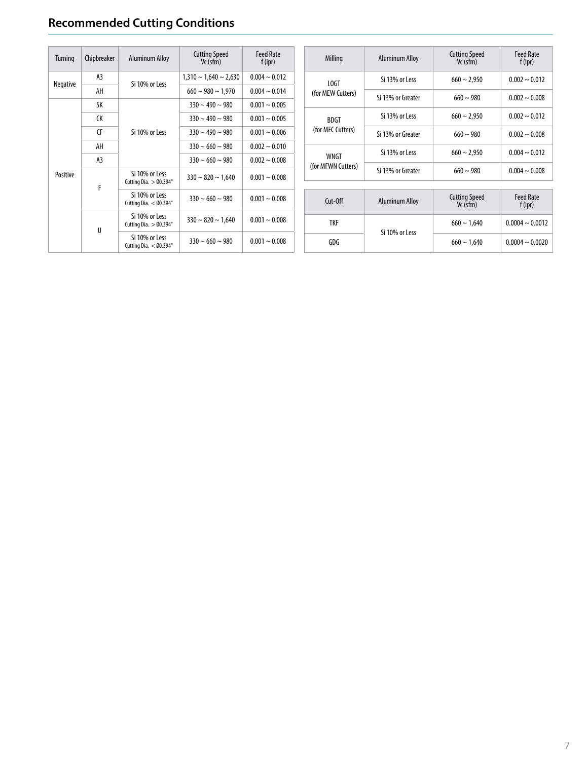## Recommended Cutting Conditions

| Turning | Chipbreaker | Aluminum Alloy | Cutting Speed Vc (sfm) | Feed Rate f (ipr) |
|---|---|---|---|---|
| Negative | A3 | Si 10% or Less | 1,310 ~ 1,640 ~ 2,630 | 0.004 ~ 0.012 |
| | AH | | 660 ~ 980 ~ 1,970 | 0.004 ~ 0.014 |
| Positive | SK | Si 10% or Less | 330 ~ 490 ~ 980 | 0.001 ~ 0.005 |
| | CK | | 330 ~ 490 ~ 980 | 0.001 ~ 0.005 |
| | CF | | 330 ~ 490 ~ 980 | 0.001 ~ 0.006 |
| | AH | | 330 ~ 660 ~ 980 | 0.002 ~ 0.010 |
| | A3 | | 330 ~ 660 ~ 980 | 0.002 ~ 0.008 |
| | F | Si 10% or Less Cutting Dia. > Ø0.394" | 330 ~ 820 ~ 1,640 | 0.001 ~ 0.008 |
| | | Si 10% or Less Cutting Dia. < Ø0.394" | 330 ~ 660 ~ 980 | 0.001 ~ 0.008 |
| | U | Si 10% or Less Cutting Dia. > Ø0.394" | 330 ~ 820 ~ 1,640 | 0.001 ~ 0.008 |
| | | Si 10% or Less Cutting Dia. < Ø0.394" | 330 ~ 660 ~ 980 | 0.001 ~ 0.008 |

| Milling | Aluminum Alloy | Cutting Speed Vc (sfm) | Feed Rate f (ipr) |
|---|---|---|---|
| LOGT (for MEW Cutters) | Si 13% or Less | 660 ~ 2,950 | 0.002 ~ 0.012 |
| | Si 13% or Greater | 660 ~ 980 | 0.002 ~ 0.008 |
| BDGT (for MEC Cutters) | Si 13% or Less | 660 ~ 2,950 | 0.002 ~ 0.012 |
| | Si 13% or Greater | 660 ~ 980 | 0.002 ~ 0.008 |
| WNGT (for MFWN Cutters) | Si 13% or Less | 660 ~ 2,950 | 0.004 ~ 0.012 |
| | Si 13% or Greater | 660 ~ 980 | 0.004 ~ 0.008 |

| Cut-Off | Aluminum Alloy | Cutting Speed Vc (sfm) | Feed Rate f (ipr) |
|---|---|---|---|
| TKF | Si 10% or Less | 660 ~ 1,640 | 0.0004 ~ 0.0012 |
| GDG | | 660 ~ 1,640 | 0.0004 ~ 0.0020 |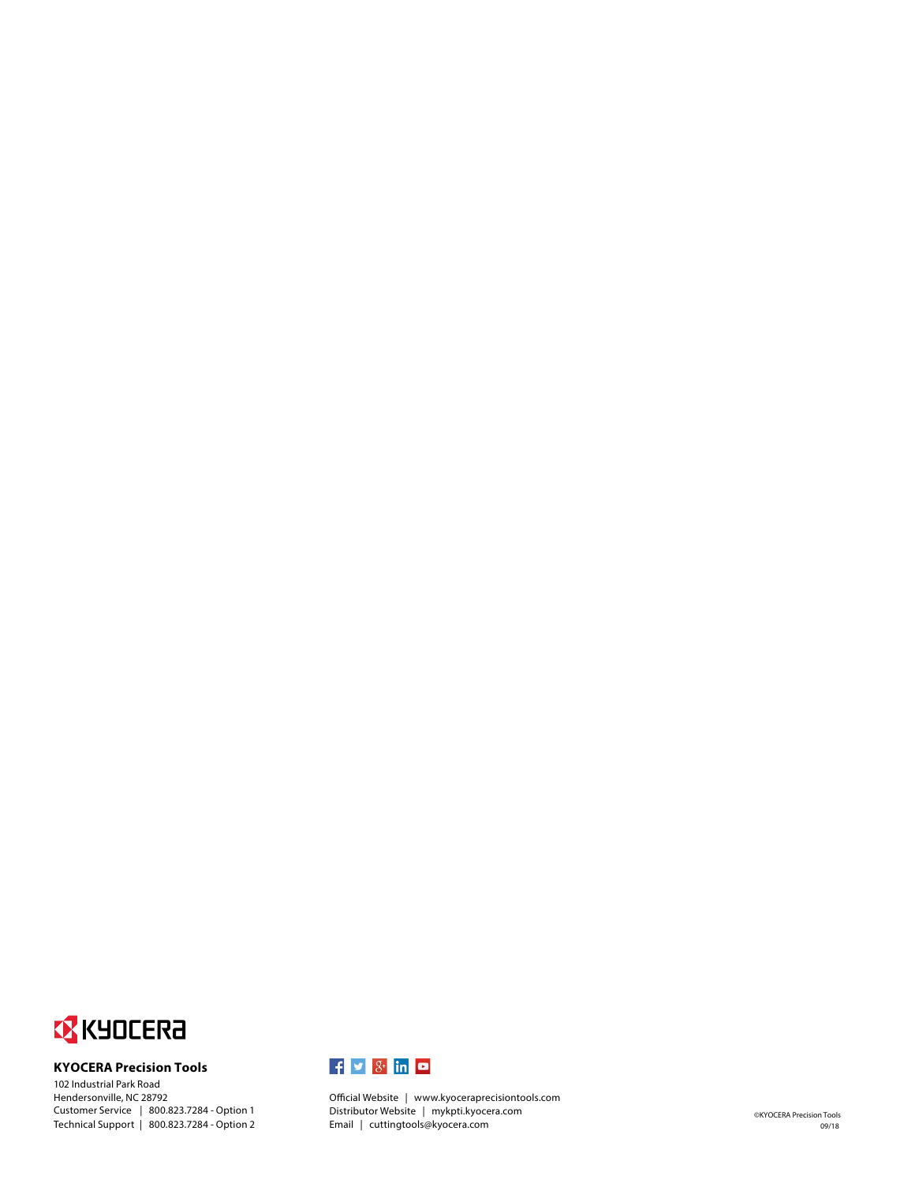KYOCERA

**KYOCERA Precision Tools**

102 Industrial Park Road
Hendersonville, NC 28792
Customer Service | 800.823.7284 - Option 1
Technical Support | 800.823.7284 - Option 2

Official Website | www.kyoceraprecisiontools.com
Distributor Website | mykpti.kyocera.com
Email | cuttingtools@kyocera.com

©KYOCERA Precision Tools
09/18